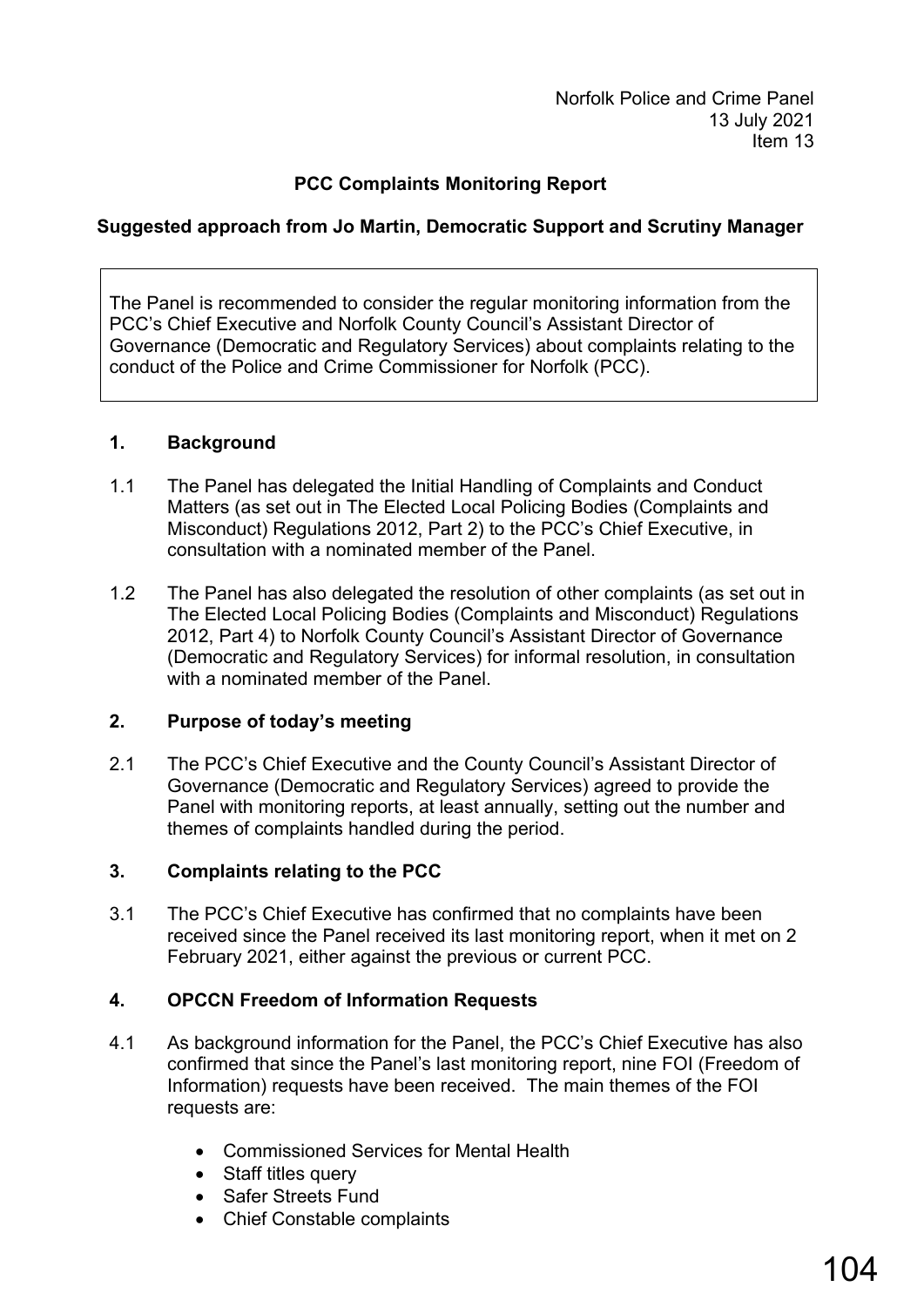Norfolk Police and Crime Panel
13 July 2021
Item 13

# PCC Complaints Monitoring Report

**Suggested approach from Jo Martin, Democratic Support and Scrutiny Manager**

> The Panel is recommended to consider the regular monitoring information from the PCC's Chief Executive and Norfolk County Council's Assistant Director of Governance (Democratic and Regulatory Services) about complaints relating to the conduct of the Police and Crime Commissioner for Norfolk (PCC).

## 1. Background

1.1 The Panel has delegated the Initial Handling of Complaints and Conduct Matters (as set out in The Elected Local Policing Bodies (Complaints and Misconduct) Regulations 2012, Part 2) to the PCC's Chief Executive, in consultation with a nominated member of the Panel.

1.2 The Panel has also delegated the resolution of other complaints (as set out in The Elected Local Policing Bodies (Complaints and Misconduct) Regulations 2012, Part 4) to Norfolk County Council's Assistant Director of Governance (Democratic and Regulatory Services) for informal resolution, in consultation with a nominated member of the Panel.

## 2. Purpose of today's meeting

2.1 The PCC's Chief Executive and the County Council's Assistant Director of Governance (Democratic and Regulatory Services) agreed to provide the Panel with monitoring reports, at least annually, setting out the number and themes of complaints handled during the period.

## 3. Complaints relating to the PCC

3.1 The PCC's Chief Executive has confirmed that no complaints have been received since the Panel received its last monitoring report, when it met on 2 February 2021, either against the previous or current PCC.

## 4. OPCCN Freedom of Information Requests

4.1 As background information for the Panel, the PCC's Chief Executive has also confirmed that since the Panel's last monitoring report, nine FOI (Freedom of Information) requests have been received. The main themes of the FOI requests are:

- Commissioned Services for Mental Health
- Staff titles query
- Safer Streets Fund
- Chief Constable complaints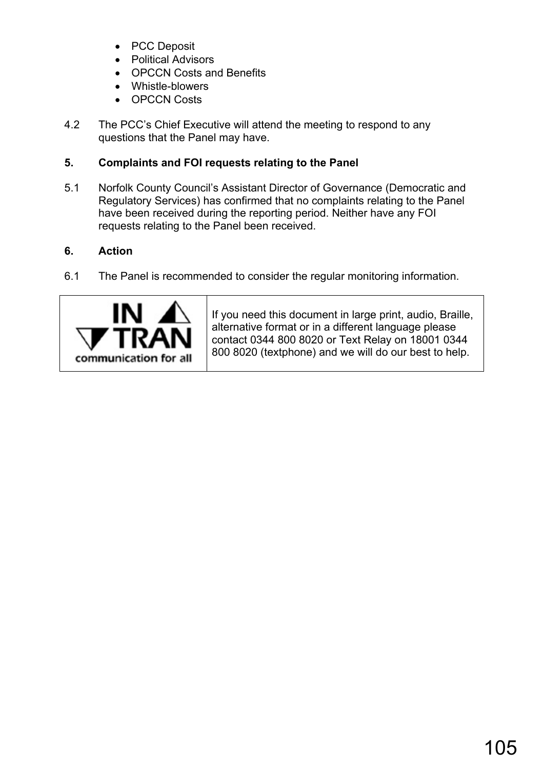- PCC Deposit
- Political Advisors
- OPCCN Costs and Benefits
- Whistle-blowers
- OPCCN Costs

4.2 The PCC's Chief Executive will attend the meeting to respond to any questions that the Panel may have.

**5. Complaints and FOI requests relating to the Panel**

5.1 Norfolk County Council's Assistant Director of Governance (Democratic and Regulatory Services) has confirmed that no complaints relating to the Panel have been received during the reporting period. Neither have any FOI requests relating to the Panel been received.

**6. Action**

6.1 The Panel is recommended to consider the regular monitoring information.

| | |
|---|---|
| IN TRAN communication for all | If you need this document in large print, audio, Braille, alternative format or in a different language please contact 0344 800 8020 or Text Relay on 18001 0344 800 8020 (textphone) and we will do our best to help. |